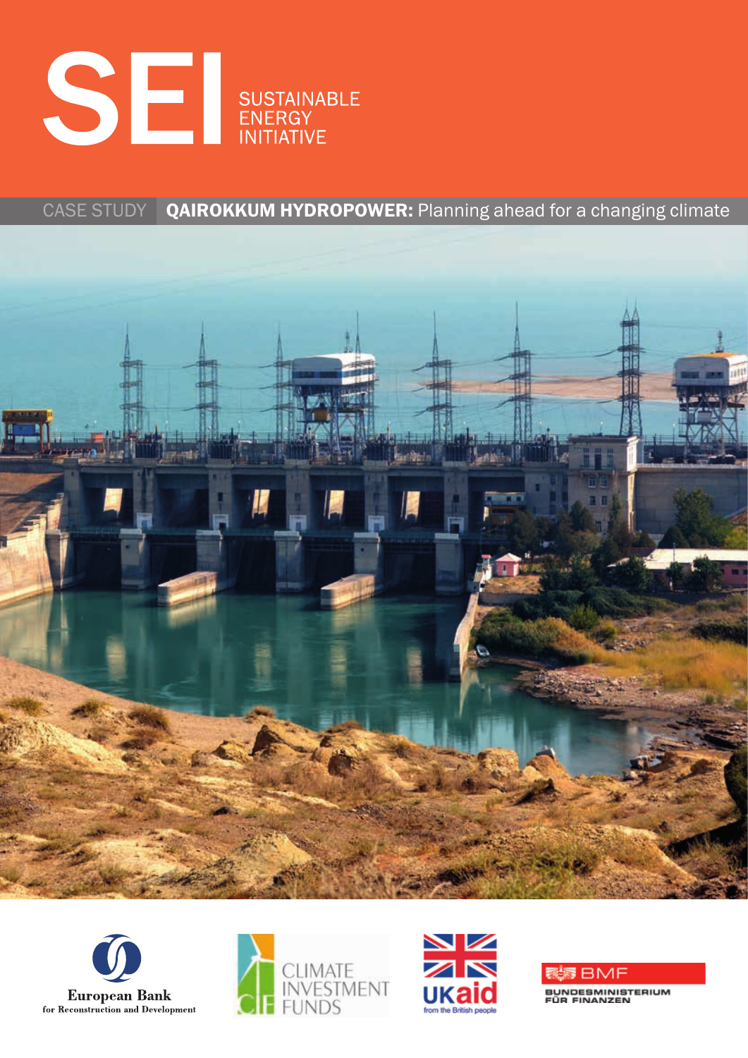# SEI

SUSTAINABLE ENERGY INITIATIVE

CASE STUDY **QAIROKKUM HYDROPOWER:** Planning ahead for a changing climate

European Bank for Reconstruction and Development

CLIMATE INVESTMENT FUNDS

UKaid from the British people

BMF BUNDESMINISTERIUM FÜR FINANZEN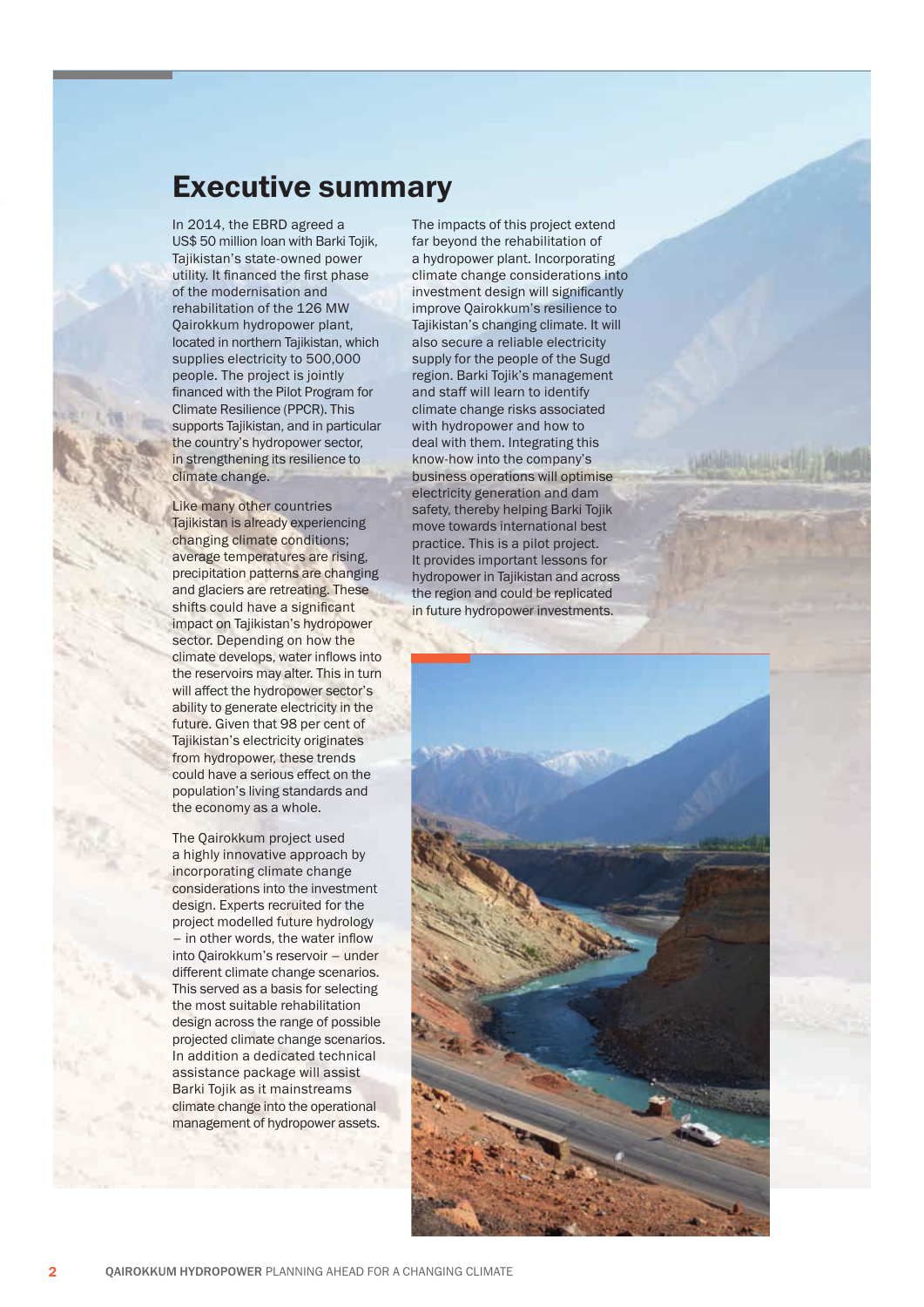# Executive summary

In 2014, the EBRD agreed a US$ 50 million loan with Barki Tojik, Tajikistan's state-owned power utility. It financed the first phase of the modernisation and rehabilitation of the 126 MW Qairokkum hydropower plant, located in northern Tajikistan, which supplies electricity to 500,000 people. The project is jointly financed with the Pilot Program for Climate Resilience (PPCR). This supports Tajikistan, and in particular the country's hydropower sector, in strengthening its resilience to climate change.

Like many other countries Tajikistan is already experiencing changing climate conditions; average temperatures are rising, precipitation patterns are changing and glaciers are retreating. These shifts could have a significant impact on Tajikistan's hydropower sector. Depending on how the climate develops, water inflows into the reservoirs may alter. This in turn will affect the hydropower sector's ability to generate electricity in the future. Given that 98 per cent of Tajikistan's electricity originates from hydropower, these trends could have a serious effect on the population's living standards and the economy as a whole.

The Qairokkum project used a highly innovative approach by incorporating climate change considerations into the investment design. Experts recruited for the project modelled future hydrology – in other words, the water inflow into Qairokkum's reservoir – under different climate change scenarios. This served as a basis for selecting the most suitable rehabilitation design across the range of possible projected climate change scenarios. In addition a dedicated technical assistance package will assist Barki Tojik as it mainstreams climate change into the operational management of hydropower assets.

The impacts of this project extend far beyond the rehabilitation of a hydropower plant. Incorporating climate change considerations into investment design will significantly improve Qairokkum's resilience to Tajikistan's changing climate. It will also secure a reliable electricity supply for the people of the Sugd region. Barki Tojik's management and staff will learn to identify climate change risks associated with hydropower and how to deal with them. Integrating this know-how into the company's business operations will optimise electricity generation and dam safety, thereby helping Barki Tojik move towards international best practice. This is a pilot project. It provides important lessons for hydropower in Tajikistan and across the region and could be replicated in future hydropower investments.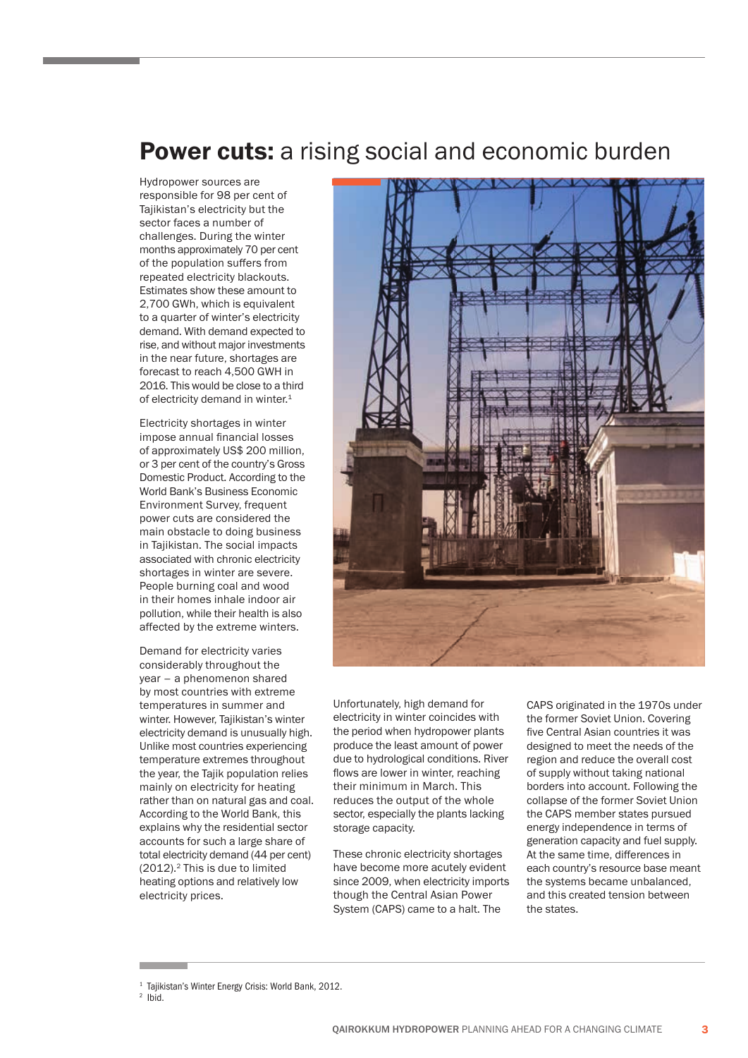# **Power cuts:** a rising social and economic burden

Hydropower sources are responsible for 98 per cent of Tajikistan's electricity but the sector faces a number of challenges. During the winter months approximately 70 per cent of the population suffers from repeated electricity blackouts. Estimates show these amount to 2,700 GWh, which is equivalent to a quarter of winter's electricity demand. With demand expected to rise, and without major investments in the near future, shortages are forecast to reach 4,500 GWH in 2016. This would be close to a third of electricity demand in winter.[1]

Electricity shortages in winter impose annual financial losses of approximately US$ 200 million, or 3 per cent of the country's Gross Domestic Product. According to the World Bank's Business Economic Environment Survey, frequent power cuts are considered the main obstacle to doing business in Tajikistan. The social impacts associated with chronic electricity shortages in winter are severe. People burning coal and wood in their homes inhale indoor air pollution, while their health is also affected by the extreme winters.

Demand for electricity varies considerably throughout the year – a phenomenon shared by most countries with extreme temperatures in summer and winter. However, Tajikistan's winter electricity demand is unusually high. Unlike most countries experiencing temperature extremes throughout the year, the Tajik population relies mainly on electricity for heating rather than on natural gas and coal. According to the World Bank, this explains why the residential sector accounts for such a large share of total electricity demand (44 per cent) (2012).[2] This is due to limited heating options and relatively low electricity prices.

Unfortunately, high demand for electricity in winter coincides with the period when hydropower plants produce the least amount of power due to hydrological conditions. River flows are lower in winter, reaching their minimum in March. This reduces the output of the whole sector, especially the plants lacking storage capacity.

These chronic electricity shortages have become more acutely evident since 2009, when electricity imports though the Central Asian Power System (CAPS) came to a halt. The CAPS originated in the 1970s under the former Soviet Union. Covering five Central Asian countries it was designed to meet the needs of the region and reduce the overall cost of supply without taking national borders into account. Following the collapse of the former Soviet Union the CAPS member states pursued energy independence in terms of generation capacity and fuel supply. At the same time, differences in each country's resource base meant the systems became unbalanced, and this created tension between the states.

---

[1] Tajikistan's Winter Energy Crisis: World Bank, 2012.

[2] Ibid.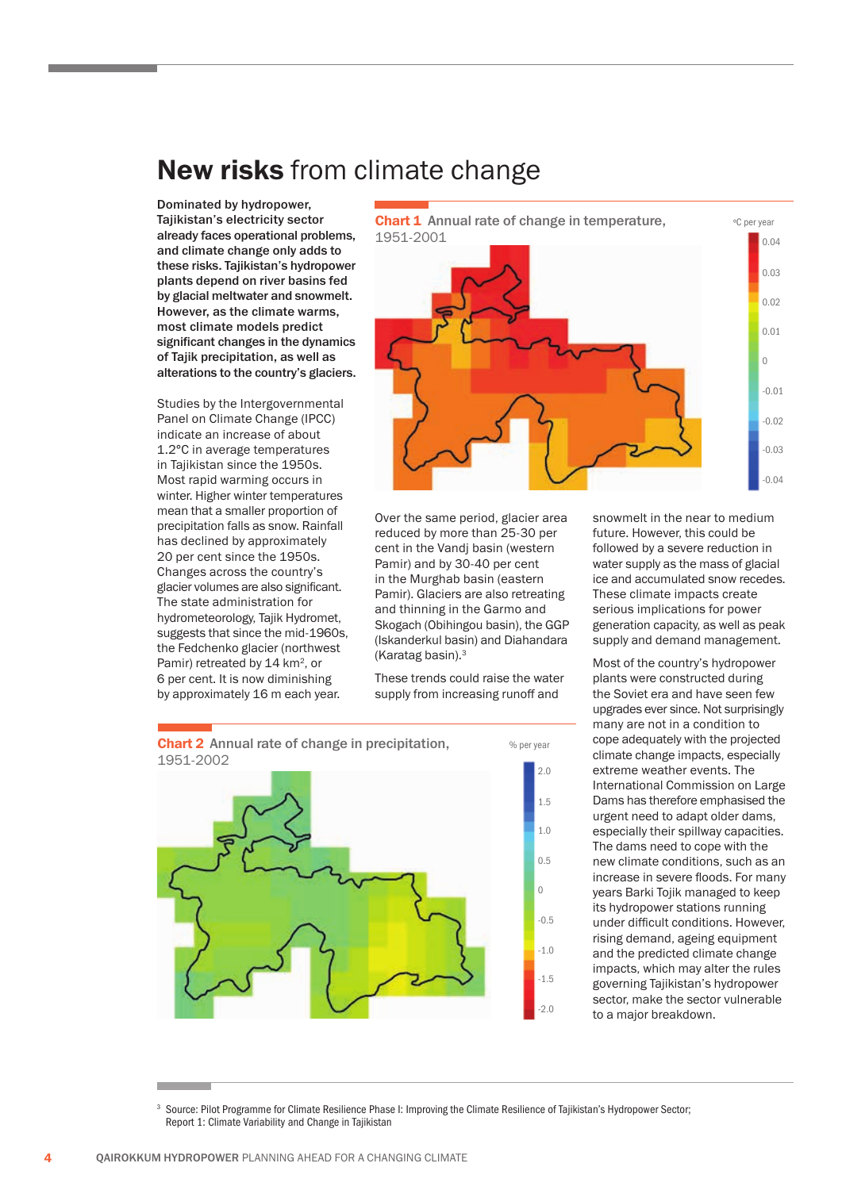# **New risks** from climate change

**Dominated by hydropower, Tajikistan's electricity sector already faces operational problems, and climate change only adds to these risks. Tajikistan's hydropower plants depend on river basins fed by glacial meltwater and snowmelt. However, as the climate warms, most climate models predict significant changes in the dynamics of Tajik precipitation, as well as alterations to the country's glaciers.**

Studies by the Intergovernmental Panel on Climate Change (IPCC) indicate an increase of about 1.2°C in average temperatures in Tajikistan since the 1950s. Most rapid warming occurs in winter. Higher winter temperatures mean that a smaller proportion of precipitation falls as snow. Rainfall has declined by approximately 20 per cent since the 1950s. Changes across the country's glacier volumes are also significant. The state administration for hydrometeorology, Tajik Hydromet, suggests that since the mid-1960s, the Fedchenko glacier (northwest Pamir) retreated by 14 km$^2$, or 6 per cent. It is now diminishing by approximately 16 m each year.

**Chart 1** Annual rate of change in temperature, 1951-2001

°C per year: 0.04, 0.03, 0.02, 0.01, 0, -0.01, -0.02, -0.03, -0.04

Over the same period, glacier area reduced by more than 25-30 per cent in the Vandj basin (western Pamir) and by 30-40 per cent in the Murghab basin (eastern Pamir). Glaciers are also retreating and thinning in the Garmo and Skogach (Obihingou basin), the GGP (Iskanderkul basin) and Diahandara (Karatag basin).[3]

These trends could raise the water supply from increasing runoff and snowmelt in the near to medium future. However, this could be followed by a severe reduction in water supply as the mass of glacial ice and accumulated snow recedes. These climate impacts create serious implications for power generation capacity, as well as peak supply and demand management.

Most of the country's hydropower plants were constructed during the Soviet era and have seen few upgrades ever since. Not surprisingly many are not in a condition to cope adequately with the projected climate change impacts, especially extreme weather events. The International Commission on Large Dams has therefore emphasised the urgent need to adapt older dams, especially their spillway capacities. The dams need to cope with the new climate conditions, such as an increase in severe floods. For many years Barki Tojik managed to keep its hydropower stations running under difficult conditions. However, rising demand, ageing equipment and the predicted climate change impacts, which may alter the rules governing Tajikistan's hydropower sector, make the sector vulnerable to a major breakdown.

**Chart 2** Annual rate of change in precipitation, 1951-2002

% per year: 2.0, 1.5, 1.0, 0.5, 0, -0.5, -1.0, -1.5, -2.0

[3] Source: Pilot Programme for Climate Resilience Phase I: Improving the Climate Resilience of Tajikistan's Hydropower Sector; Report 1: Climate Variability and Change in Tajikistan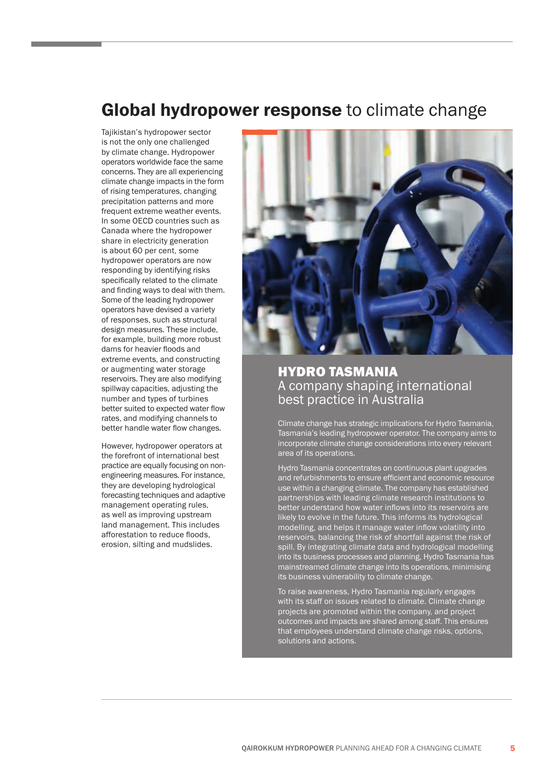# **Global hydropower response** to climate change

Tajikistan's hydropower sector is not the only one challenged by climate change. Hydropower operators worldwide face the same concerns. They are all experiencing climate change impacts in the form of rising temperatures, changing precipitation patterns and more frequent extreme weather events. In some OECD countries such as Canada where the hydropower share in electricity generation is about 60 per cent, some hydropower operators are now responding by identifying risks specifically related to the climate and finding ways to deal with them. Some of the leading hydropower operators have devised a variety of responses, such as structural design measures. These include, for example, building more robust dams for heavier floods and extreme events, and constructing or augmenting water storage reservoirs. They are also modifying spillway capacities, adjusting the number and types of turbines better suited to expected water flow rates, and modifying channels to better handle water flow changes.

However, hydropower operators at the forefront of international best practice are equally focusing on non-engineering measures. For instance, they are developing hydrological forecasting techniques and adaptive management operating rules, as well as improving upstream land management. This includes afforestation to reduce floods, erosion, silting and mudslides.

## HYDRO TASMANIA

### A company shaping international best practice in Australia

Climate change has strategic implications for Hydro Tasmania, Tasmania's leading hydropower operator. The company aims to incorporate climate change considerations into every relevant area of its operations.

Hydro Tasmania concentrates on continuous plant upgrades and refurbishments to ensure efficient and economic resource use within a changing climate. The company has established partnerships with leading climate research institutions to better understand how water inflows into its reservoirs are likely to evolve in the future. This informs its hydrological modelling, and helps it manage water inflow volatility into reservoirs, balancing the risk of shortfall against the risk of spill. By integrating climate data and hydrological modelling into its business processes and planning, Hydro Tasmania has mainstreamed climate change into its operations, minimising its business vulnerability to climate change.

To raise awareness, Hydro Tasmania regularly engages with its staff on issues related to climate. Climate change projects are promoted within the company, and project outcomes and impacts are shared among staff. This ensures that employees understand climate change risks, options, solutions and actions.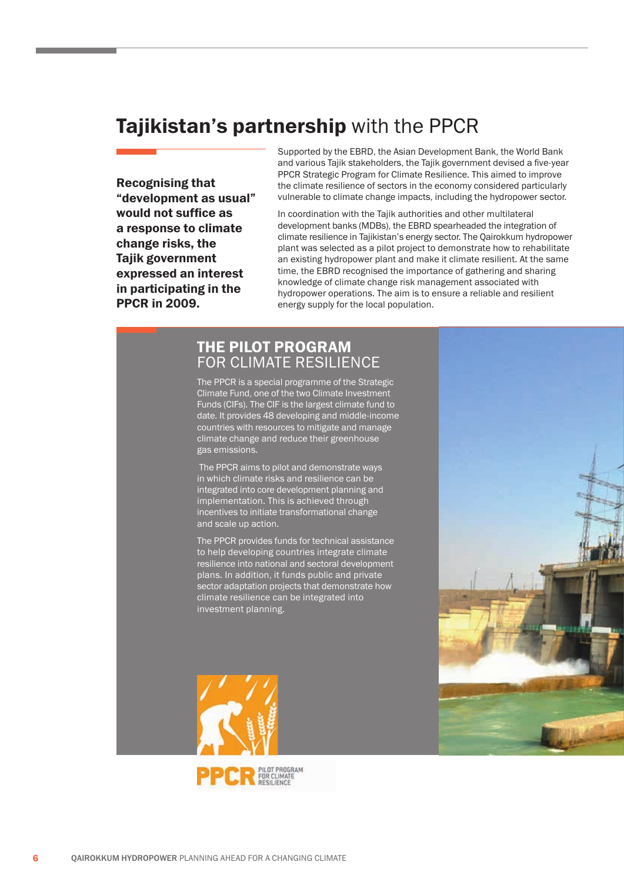# **Tajikistan's partnership** with the PPCR

**Recognising that "development as usual" would not suffice as a response to climate change risks, the Tajik government expressed an interest in participating in the PPCR in 2009.**

Supported by the EBRD, the Asian Development Bank, the World Bank and various Tajik stakeholders, the Tajik government devised a five-year PPCR Strategic Program for Climate Resilience. This aimed to improve the climate resilience of sectors in the economy considered particularly vulnerable to climate change impacts, including the hydropower sector.

In coordination with the Tajik authorities and other multilateral development banks (MDBs), the EBRD spearheaded the integration of climate resilience in Tajikistan's energy sector. The Qairokkum hydropower plant was selected as a pilot project to demonstrate how to rehabilitate an existing hydropower plant and make it climate resilient. At the same time, the EBRD recognised the importance of gathering and sharing knowledge of climate change risk management associated with hydropower operations. The aim is to ensure a reliable and resilient energy supply for the local population.

## **THE PILOT PROGRAM** FOR CLIMATE RESILIENCE

The PPCR is a special programme of the Strategic Climate Fund, one of the two Climate Investment Funds (CIFs). The CIF is the largest climate fund to date. It provides 48 developing and middle-income countries with resources to mitigate and manage climate change and reduce their greenhouse gas emissions.

The PPCR aims to pilot and demonstrate ways in which climate risks and resilience can be integrated into core development planning and implementation. This is achieved through incentives to initiate transformational change and scale up action.

The PPCR provides funds for technical assistance to help developing countries integrate climate resilience into national and sectoral development plans. In addition, it funds public and private sector adaptation projects that demonstrate how climate resilience can be integrated into investment planning.

PPCR PILOT PROGRAM FOR CLIMATE RESILIENCE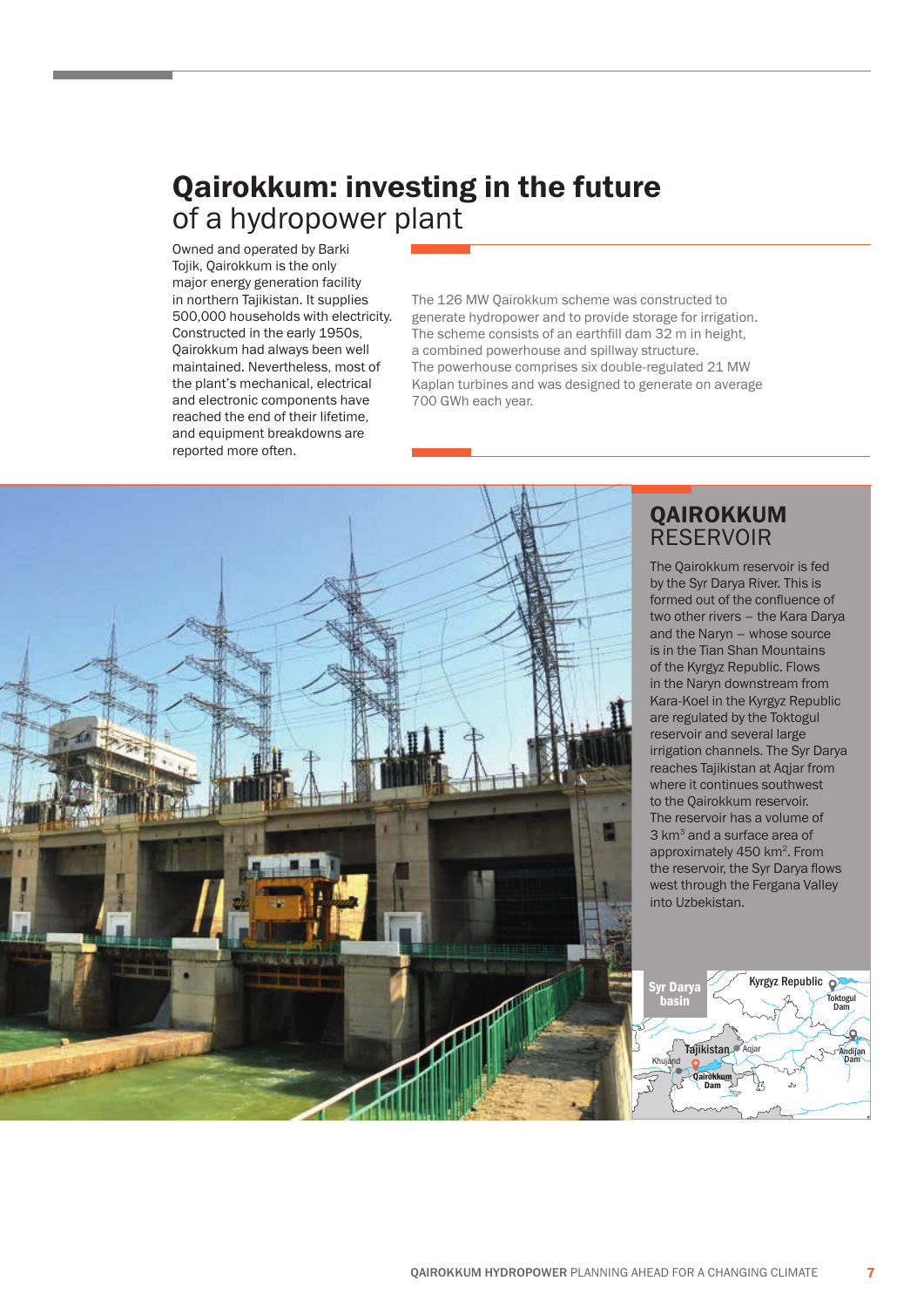# Qairokkum: investing in the future of a hydropower plant

Owned and operated by Barki Tojik, Qairokkum is the only major energy generation facility in northern Tajikistan. It supplies 500,000 households with electricity. Constructed in the early 1950s, Qairokkum had always been well maintained. Nevertheless, most of the plant's mechanical, electrical and electronic components have reached the end of their lifetime, and equipment breakdowns are reported more often.

The 126 MW Qairokkum scheme was constructed to generate hydropower and to provide storage for irrigation. The scheme consists of an earthfill dam 32 m in height, a combined powerhouse and spillway structure. The powerhouse comprises six double-regulated 21 MW Kaplan turbines and was designed to generate on average 700 GWh each year.

## QAIROKKUM RESERVOIR

The Qairokkum reservoir is fed by the Syr Darya River. This is formed out of the confluence of two other rivers – the Kara Darya and the Naryn – whose source is in the Tian Shan Mountains of the Kyrgyz Republic. Flows in the Naryn downstream from Kara-Koel in the Kyrgyz Republic are regulated by the Toktogul reservoir and several large irrigation channels. The Syr Darya reaches Tajikistan at Aqjar from where it continues southwest to the Qairokkum reservoir. The reservoir has a volume of 3 km$^3$ and a surface area of approximately 450 km$^2$. From the reservoir, the Syr Darya flows west through the Fergana Valley into Uzbekistan.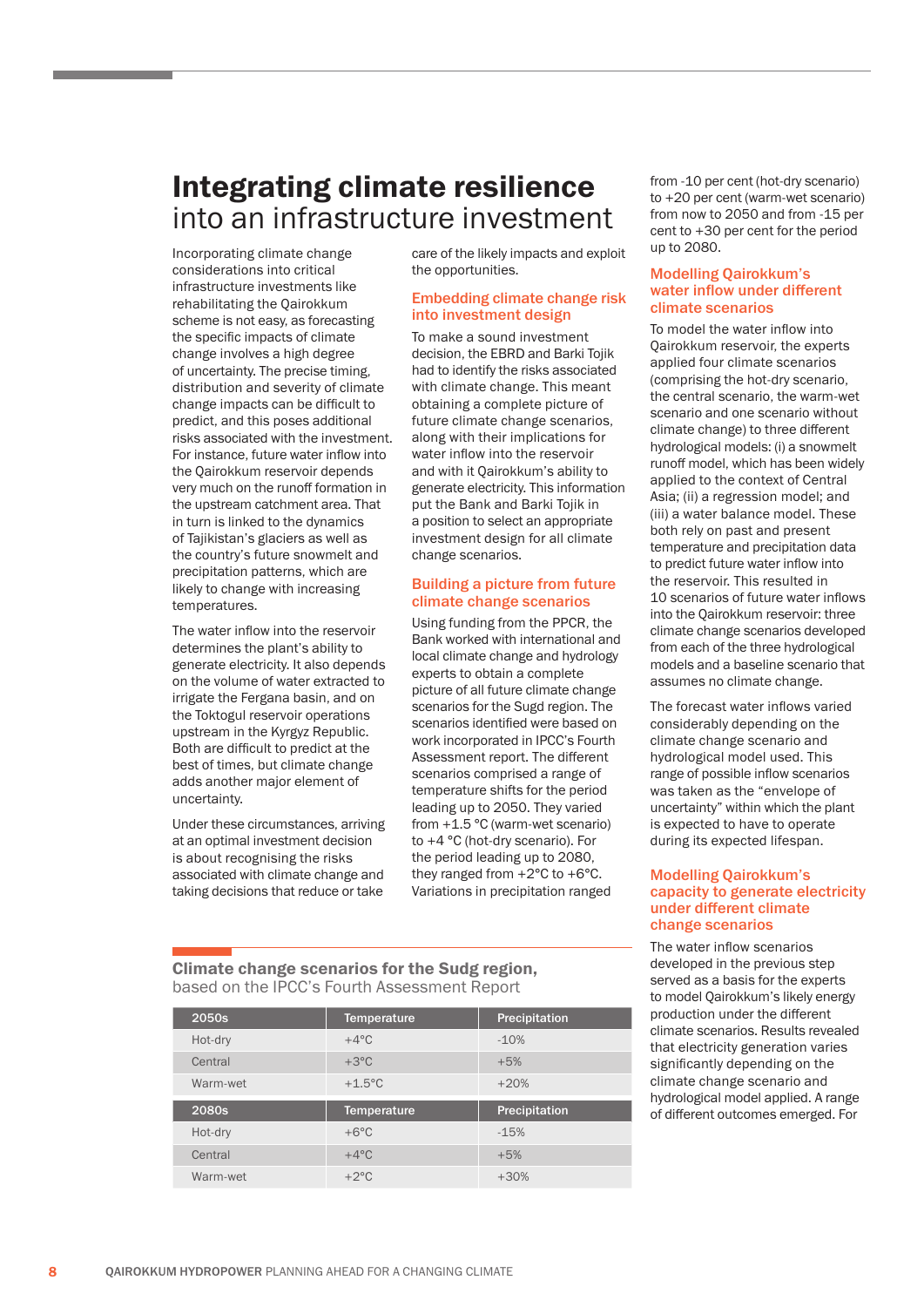# **Integrating climate resilience** into an infrastructure investment

Incorporating climate change considerations into critical infrastructure investments like rehabilitating the Qairokkum scheme is not easy, as forecasting the specific impacts of climate change involves a high degree of uncertainty. The precise timing, distribution and severity of climate change impacts can be difficult to predict, and this poses additional risks associated with the investment. For instance, future water inflow into the Qairokkum reservoir depends very much on the runoff formation in the upstream catchment area. That in turn is linked to the dynamics of Tajikistan's glaciers as well as the country's future snowmelt and precipitation patterns, which are likely to change with increasing temperatures.

The water inflow into the reservoir determines the plant's ability to generate electricity. It also depends on the volume of water extracted to irrigate the Fergana basin, and on the Toktogul reservoir operations upstream in the Kyrgyz Republic. Both are difficult to predict at the best of times, but climate change adds another major element of uncertainty.

Under these circumstances, arriving at an optimal investment decision is about recognising the risks associated with climate change and taking decisions that reduce or take care of the likely impacts and exploit the opportunities.

## Embedding climate change risk into investment design

To make a sound investment decision, the EBRD and Barki Tojik had to identify the risks associated with climate change. This meant obtaining a complete picture of future climate change scenarios, along with their implications for water inflow into the reservoir and with it Qairokkum's ability to generate electricity. This information put the Bank and Barki Tojik in a position to select an appropriate investment design for all climate change scenarios.

## Building a picture from future climate change scenarios

Using funding from the PPCR, the Bank worked with international and local climate change and hydrology experts to obtain a complete picture of all future climate change scenarios for the Sugd region. The scenarios identified were based on work incorporated in IPCC's Fourth Assessment report. The different scenarios comprised a range of temperature shifts for the period leading up to 2050. They varied from +1.5 °C (warm-wet scenario) to +4 °C (hot-dry scenario). For the period leading up to 2080, they ranged from +2°C to +6°C. Variations in precipitation ranged from -10 per cent (hot-dry scenario) to +20 per cent (warm-wet scenario) from now to 2050 and from -15 per cent to +30 per cent for the period up to 2080.

**Climate change scenarios for the Sudg region,** based on the IPCC's Fourth Assessment Report

| 2050s | Temperature | Precipitation |
|---|---|---|
| Hot-dry | +4°C | -10% |
| Central | +3°C | +5% |
| Warm-wet | +1.5°C | +20% |
| **2080s** | **Temperature** | **Precipitation** |
| Hot-dry | +6°C | -15% |
| Central | +4°C | +5% |
| Warm-wet | +2°C | +30% |

## Modelling Qairokkum's water inflow under different climate scenarios

To model the water inflow into Qairokkum reservoir, the experts applied four climate scenarios (comprising the hot-dry scenario, the central scenario, the warm-wet scenario and one scenario without climate change) to three different hydrological models: (i) a snowmelt runoff model, which has been widely applied to the context of Central Asia; (ii) a regression model; and (iii) a water balance model. These both rely on past and present temperature and precipitation data to predict future water inflow into the reservoir. This resulted in 10 scenarios of future water inflows into the Qairokkum reservoir: three climate change scenarios developed from each of the three hydrological models and a baseline scenario that assumes no climate change.

The forecast water inflows varied considerably depending on the climate change scenario and hydrological model used. This range of possible inflow scenarios was taken as the "envelope of uncertainty" within which the plant is expected to have to operate during its expected lifespan.

## Modelling Qairokkum's capacity to generate electricity under different climate change scenarios

The water inflow scenarios developed in the previous step served as a basis for the experts to model Qairokkum's likely energy production under the different climate scenarios. Results revealed that electricity generation varies significantly depending on the climate change scenario and hydrological model applied. A range of different outcomes emerged. For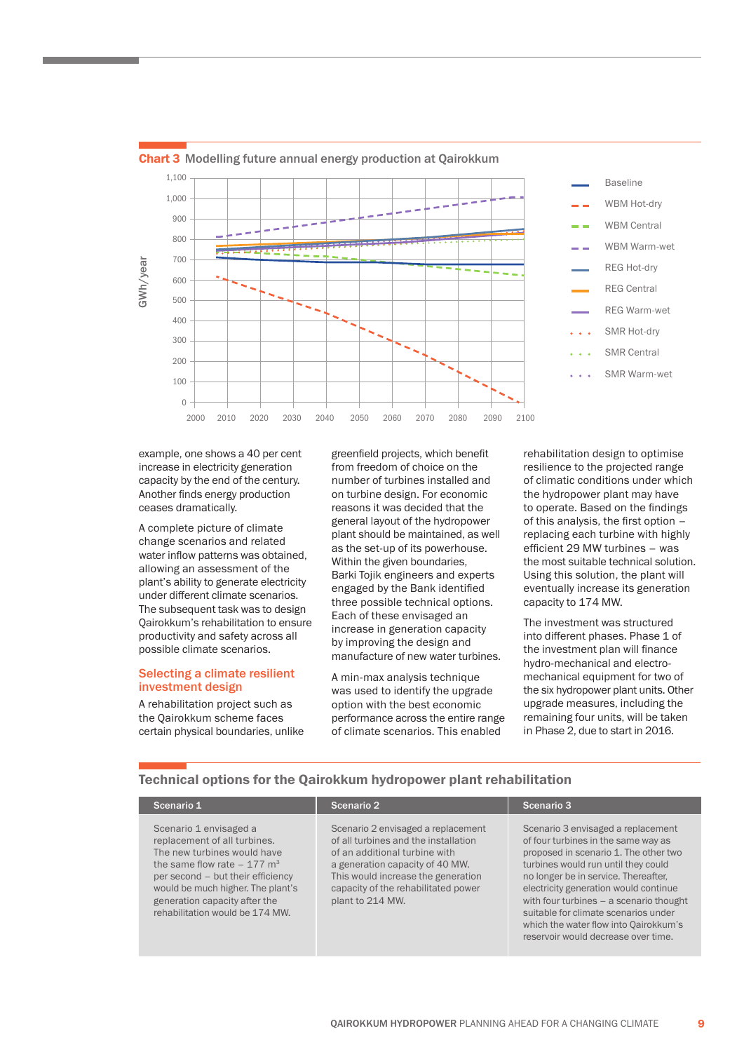**Chart 3** Modelling future annual energy production at Qairokkum

GWh/year

Legend: Baseline, WBM Hot-dry, WBM Central, WBM Warm-wet, REG Hot-dry, REG Central, REG Warm-wet, SMR Hot-dry, SMR Central, SMR Warm-wet

Y-axis: 0, 100, 200, 300, 400, 500, 600, 700, 800, 900, 1,000, 1,100

X-axis: 2000, 2010, 2020, 2030, 2040, 2050, 2060, 2070, 2080, 2090, 2100

example, one shows a 40 per cent increase in electricity generation capacity by the end of the century. Another finds energy production ceases dramatically.

A complete picture of climate change scenarios and related water inflow patterns was obtained, allowing an assessment of the plant's ability to generate electricity under different climate scenarios. The subsequent task was to design Qairokkum's rehabilitation to ensure productivity and safety across all possible climate scenarios.

## Selecting a climate resilient investment design

A rehabilitation project such as the Qairokkum scheme faces certain physical boundaries, unlike greenfield projects, which benefit from freedom of choice on the number of turbines installed and on turbine design. For economic reasons it was decided that the general layout of the hydropower plant should be maintained, as well as the set-up of its powerhouse. Within the given boundaries, Barki Tojik engineers and experts engaged by the Bank identified three possible technical options. Each of these envisaged an increase in generation capacity by improving the design and manufacture of new water turbines.

A min-max analysis technique was used to identify the upgrade option with the best economic performance across the entire range of climate scenarios. This enabled rehabilitation design to optimise resilience to the projected range of climatic conditions under which the hydropower plant may have to operate. Based on the findings of this analysis, the first option – replacing each turbine with highly efficient 29 MW turbines – was the most suitable technical solution. Using this solution, the plant will eventually increase its generation capacity to 174 MW.

The investment was structured into different phases. Phase 1 of the investment plan will finance hydro-mechanical and electro-mechanical equipment for two of the six hydropower plant units. Other upgrade measures, including the remaining four units, will be taken in Phase 2, due to start in 2016.

## Technical options for the Qairokkum hydropower plant rehabilitation

| Scenario 1 | Scenario 2 | Scenario 3 |
|---|---|---|
| Scenario 1 envisaged a replacement of all turbines. The new turbines would have the same flow rate – 177 m$^3$ per second – but their efficiency would be much higher. The plant's generation capacity after the rehabilitation would be 174 MW. | Scenario 2 envisaged a replacement of all turbines and the installation of an additional turbine with a generation capacity of 40 MW. This would increase the generation capacity of the rehabilitated power plant to 214 MW. | Scenario 3 envisaged a replacement of four turbines in the same way as proposed in scenario 1. The other two turbines would run until they could no longer be in service. Thereafter, electricity generation would continue with four turbines – a scenario thought suitable for climate scenarios under which the water flow into Qairokkum's reservoir would decrease over time. |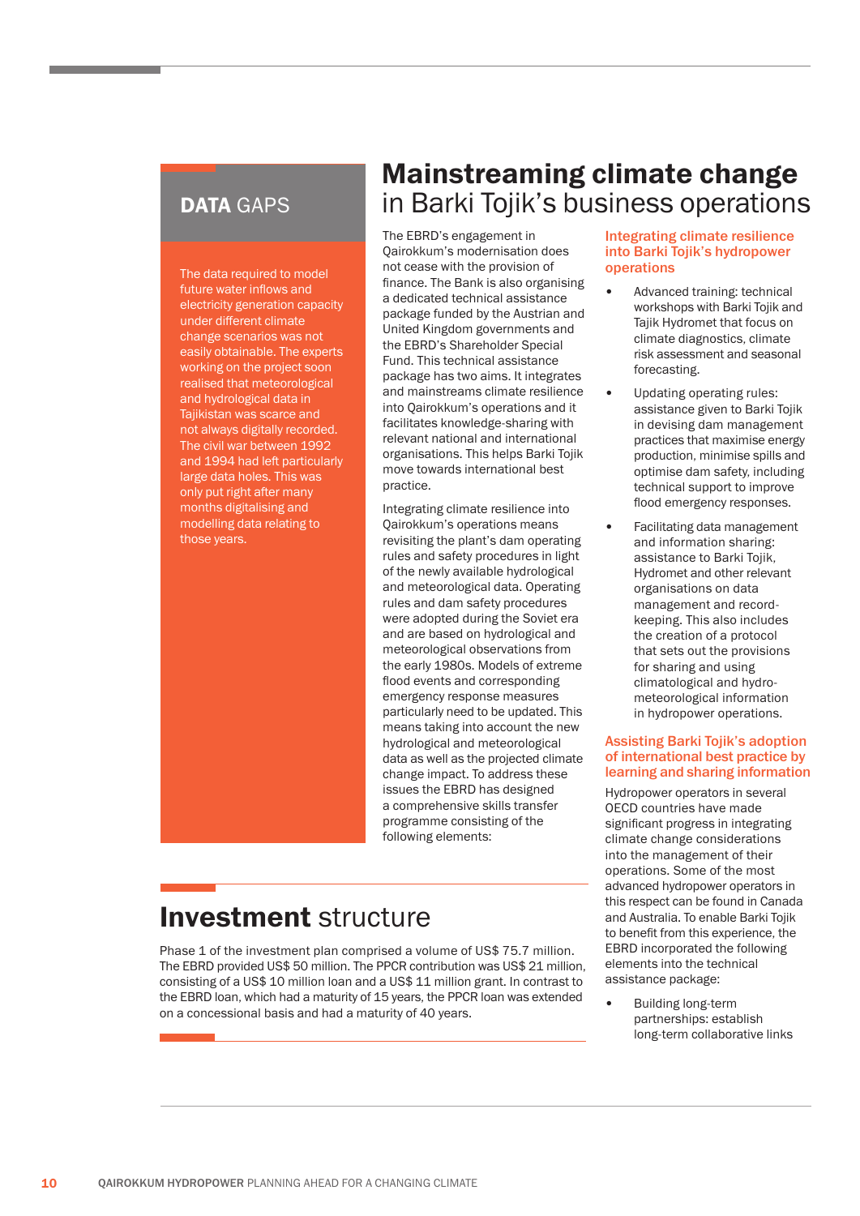## DATA GAPS

The data required to model future water inflows and electricity generation capacity under different climate change scenarios was not easily obtainable. The experts working on the project soon realised that meteorological and hydrological data in Tajikistan was scarce and not always digitally recorded. The civil war between 1992 and 1994 had left particularly large data holes. This was only put right after many months digitalising and modelling data relating to those years.

# Mainstreaming climate change in Barki Tojik's business operations

The EBRD's engagement in Qairokkum's modernisation does not cease with the provision of finance. The Bank is also organising a dedicated technical assistance package funded by the Austrian and United Kingdom governments and the EBRD's Shareholder Special Fund. This technical assistance package has two aims. It integrates and mainstreams climate resilience into Qairokkum's operations and it facilitates knowledge-sharing with relevant national and international organisations. This helps Barki Tojik move towards international best practice.

Integrating climate resilience into Qairokkum's operations means revisiting the plant's dam operating rules and safety procedures in light of the newly available hydrological and meteorological data. Operating rules and dam safety procedures were adopted during the Soviet era and are based on hydrological and meteorological observations from the early 1980s. Models of extreme flood events and corresponding emergency response measures particularly need to be updated. This means taking into account the new hydrological and meteorological data as well as the projected climate change impact. To address these issues the EBRD has designed a comprehensive skills transfer programme consisting of the following elements:

### Integrating climate resilience into Barki Tojik's hydropower operations

- Advanced training: technical workshops with Barki Tojik and Tajik Hydromet that focus on climate diagnostics, climate risk assessment and seasonal forecasting.
- Updating operating rules: assistance given to Barki Tojik in devising dam management practices that maximise energy production, minimise spills and optimise dam safety, including technical support to improve flood emergency responses.
- Facilitating data management and information sharing: assistance to Barki Tojik, Hydromet and other relevant organisations on data management and record-keeping. This also includes the creation of a protocol that sets out the provisions for sharing and using climatological and hydro-meteorological information in hydropower operations.

### Assisting Barki Tojik's adoption of international best practice by learning and sharing information

Hydropower operators in several OECD countries have made significant progress in integrating climate change considerations into the management of their operations. Some of the most advanced hydropower operators in this respect can be found in Canada and Australia. To enable Barki Tojik to benefit from this experience, the EBRD incorporated the following elements into the technical assistance package:

- Building long-term partnerships: establish long-term collaborative links

# Investment structure

Phase 1 of the investment plan comprised a volume of US$ 75.7 million. The EBRD provided US$ 50 million. The PPCR contribution was US$ 21 million, consisting of a US$ 10 million loan and a US$ 11 million grant. In contrast to the EBRD loan, which had a maturity of 15 years, the PPCR loan was extended on a concessional basis and had a maturity of 40 years.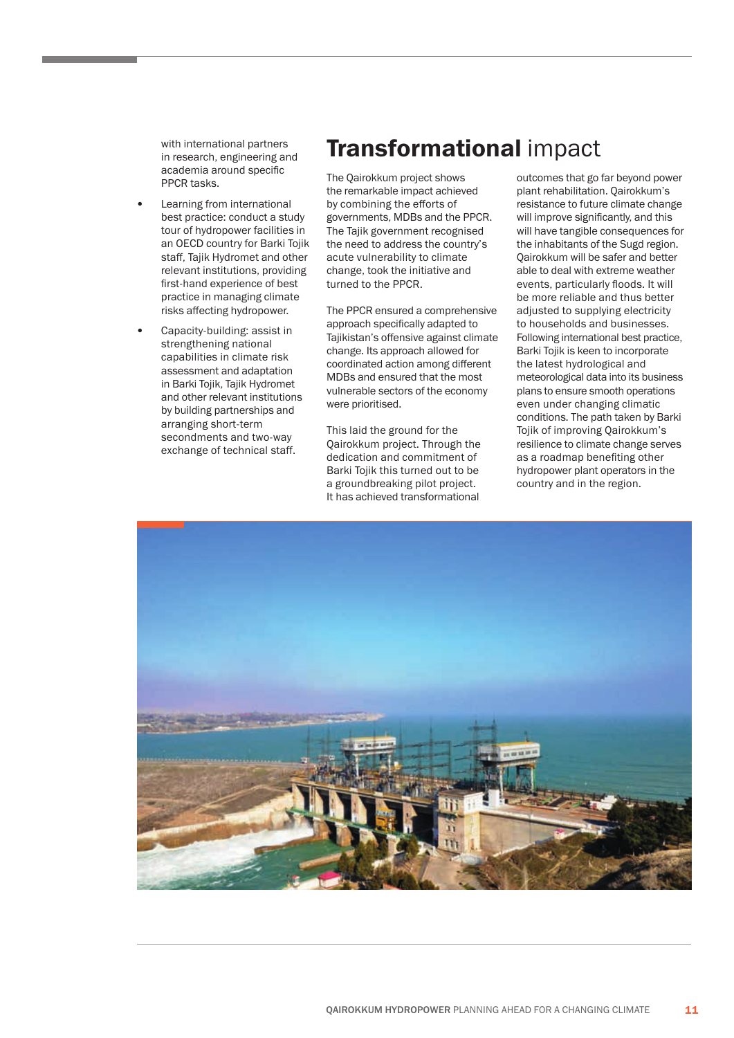with international partners in research, engineering and academia around specific PPCR tasks.

- Learning from international best practice: conduct a study tour of hydropower facilities in an OECD country for Barki Tojik staff, Tajik Hydromet and other relevant institutions, providing first-hand experience of best practice in managing climate risks affecting hydropower.
- Capacity-building: assist in strengthening national capabilities in climate risk assessment and adaptation in Barki Tojik, Tajik Hydromet and other relevant institutions by building partnerships and arranging short-term secondments and two-way exchange of technical staff.

## **Transformational** impact

The Qairokkum project shows the remarkable impact achieved by combining the efforts of governments, MDBs and the PPCR. The Tajik government recognised the need to address the country's acute vulnerability to climate change, took the initiative and turned to the PPCR.

The PPCR ensured a comprehensive approach specifically adapted to Tajikistan's offensive against climate change. Its approach allowed for coordinated action among different MDBs and ensured that the most vulnerable sectors of the economy were prioritised.

This laid the ground for the Qairokkum project. Through the dedication and commitment of Barki Tojik this turned out to be a groundbreaking pilot project. It has achieved transformational outcomes that go far beyond power plant rehabilitation. Qairokkum's resistance to future climate change will improve significantly, and this will have tangible consequences for the inhabitants of the Sugd region. Qairokkum will be safer and better able to deal with extreme weather events, particularly floods. It will be more reliable and thus better adjusted to supplying electricity to households and businesses. Following international best practice, Barki Tojik is keen to incorporate the latest hydrological and meteorological data into its business plans to ensure smooth operations even under changing climatic conditions. The path taken by Barki Tojik of improving Qairokkum's resilience to climate change serves as a roadmap benefiting other hydropower plant operators in the country and in the region.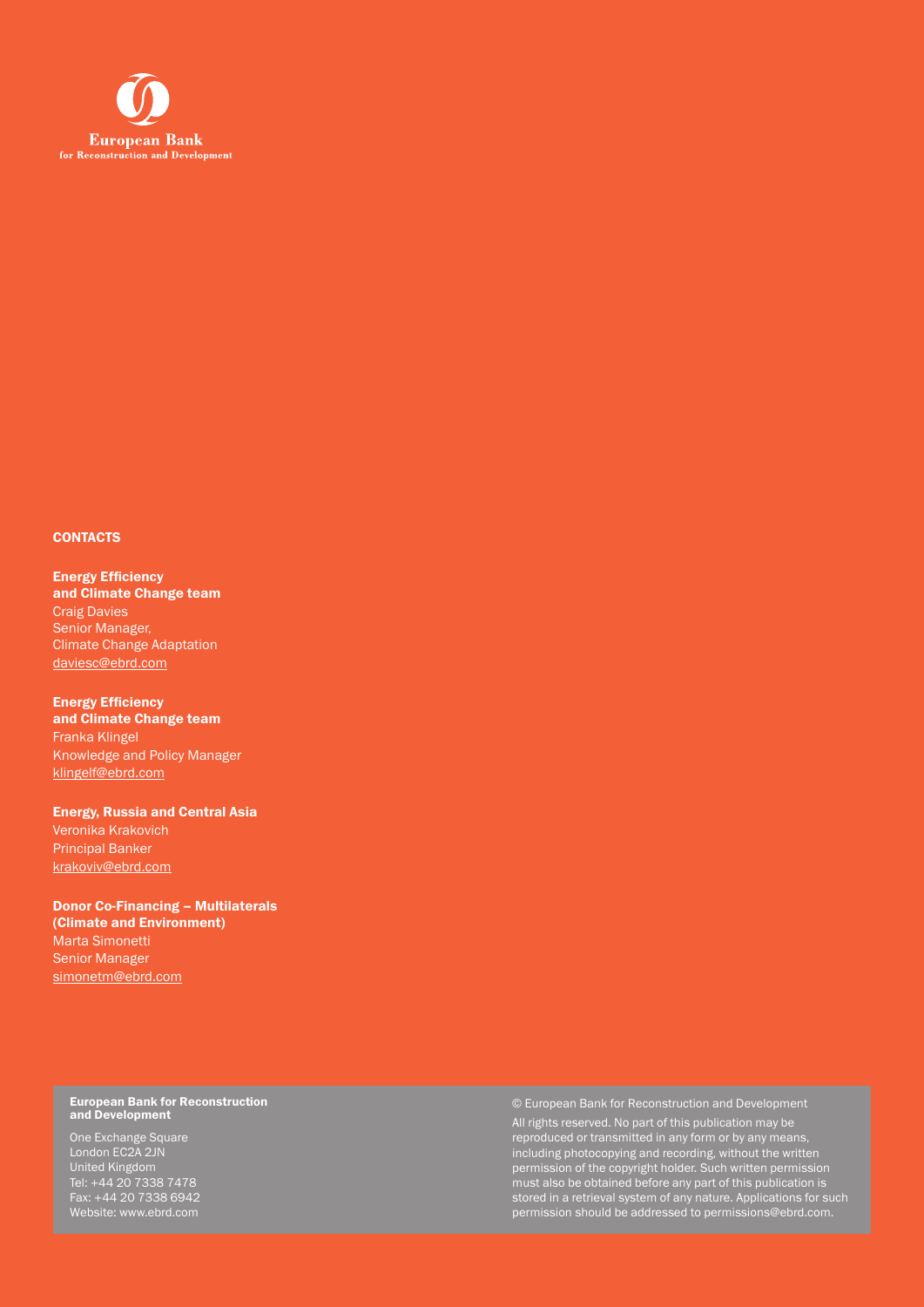European Bank
for Reconstruction and Development

## CONTACTS

**Energy Efficiency and Climate Change team**
Craig Davies
Senior Manager,
Climate Change Adaptation
daviesc@ebrd.com

**Energy Efficiency and Climate Change team**
Franka Klingel
Knowledge and Policy Manager
klingelf@ebrd.com

**Energy, Russia and Central Asia**
Veronika Krakovich
Principal Banker
krakoviv@ebrd.com

**Donor Co-Financing – Multilaterals (Climate and Environment)**
Marta Simonetti
Senior Manager
simonetm@ebrd.com

**European Bank for Reconstruction and Development**

One Exchange Square
London EC2A 2JN
United Kingdom
Tel: +44 20 7338 7478
Fax: +44 20 7338 6942
Website: www.ebrd.com

© European Bank for Reconstruction and Development

All rights reserved. No part of this publication may be reproduced or transmitted in any form or by any means, including photocopying and recording, without the written permission of the copyright holder. Such written permission must also be obtained before any part of this publication is stored in a retrieval system of any nature. Applications for such permission should be addressed to permissions@ebrd.com.